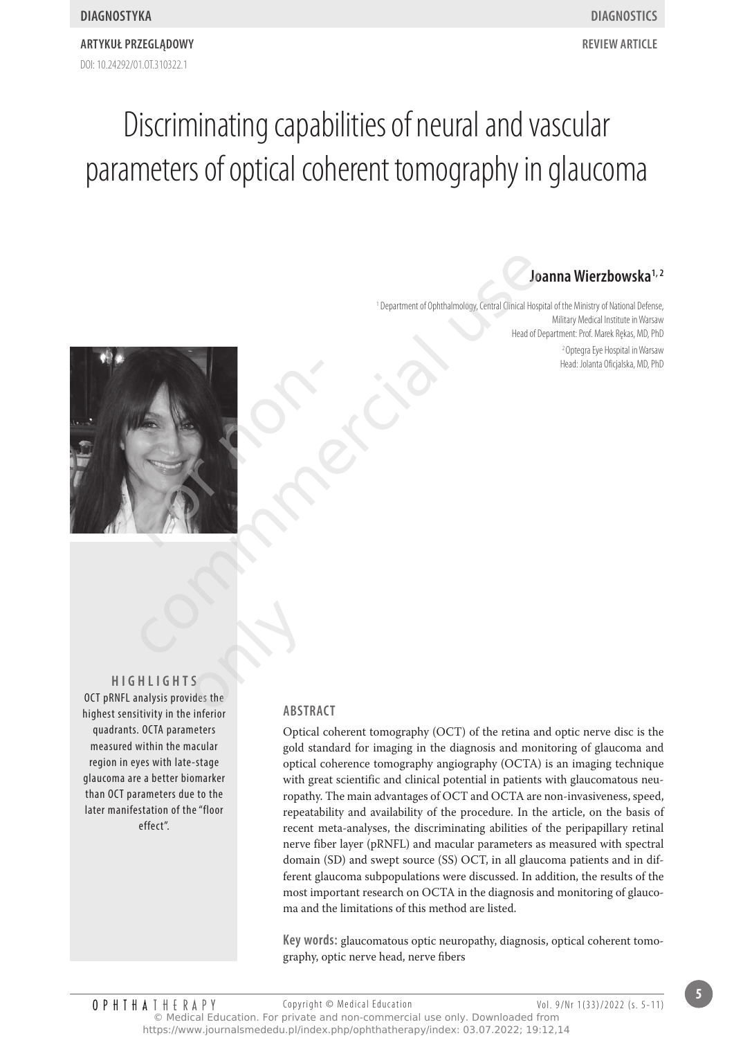DIAGNOSTYKA

DIAGNOSTICS

ARTYKUŁ PRZEGLĄDOWY

REVIEW ARTICLE

DOI: 10.24292/01.OT.310322.1

# Discriminating capabilities of neural and vascular parameters of optical coherent tomography in glaucoma

**Joanna Wierzbowska**[1, 2]

[1] Department of Ophthalmology, Central Clinical Hospital of the Ministry of National Defense, Military Medical Institute in Warsaw
Head of Department: Prof. Marek Rękas, MD, PhD

[2] Optegra Eye Hospital in Warsaw
Head: Jolanta Oficjalska, MD, PhD

## HIGHLIGHTS

OCT pRNFL analysis provides the highest sensitivity in the inferior quadrants. OCTA parameters measured within the macular region in eyes with late-stage glaucoma are a better biomarker than OCT parameters due to the later manifestation of the "floor effect".

## ABSTRACT

Optical coherent tomography (OCT) of the retina and optic nerve disc is the gold standard for imaging in the diagnosis and monitoring of glaucoma and optical coherence tomography angiography (OCTA) is an imaging technique with great scientific and clinical potential in patients with glaucomatous neuropathy. The main advantages of OCT and OCTA are non-invasiveness, speed, repeatability and availability of the procedure. In the article, on the basis of recent meta-analyses, the discriminating abilities of the peripapillary retinal nerve fiber layer (pRNFL) and macular parameters as measured with spectral domain (SD) and swept source (SS) OCT, in all glaucoma patients and in different glaucoma subpopulations were discussed. In addition, the results of the most important research on OCTA in the diagnosis and monitoring of glaucoma and the limitations of this method are listed.

**Key words:** glaucomatous optic neuropathy, diagnosis, optical coherent tomography, optic nerve head, nerve fibers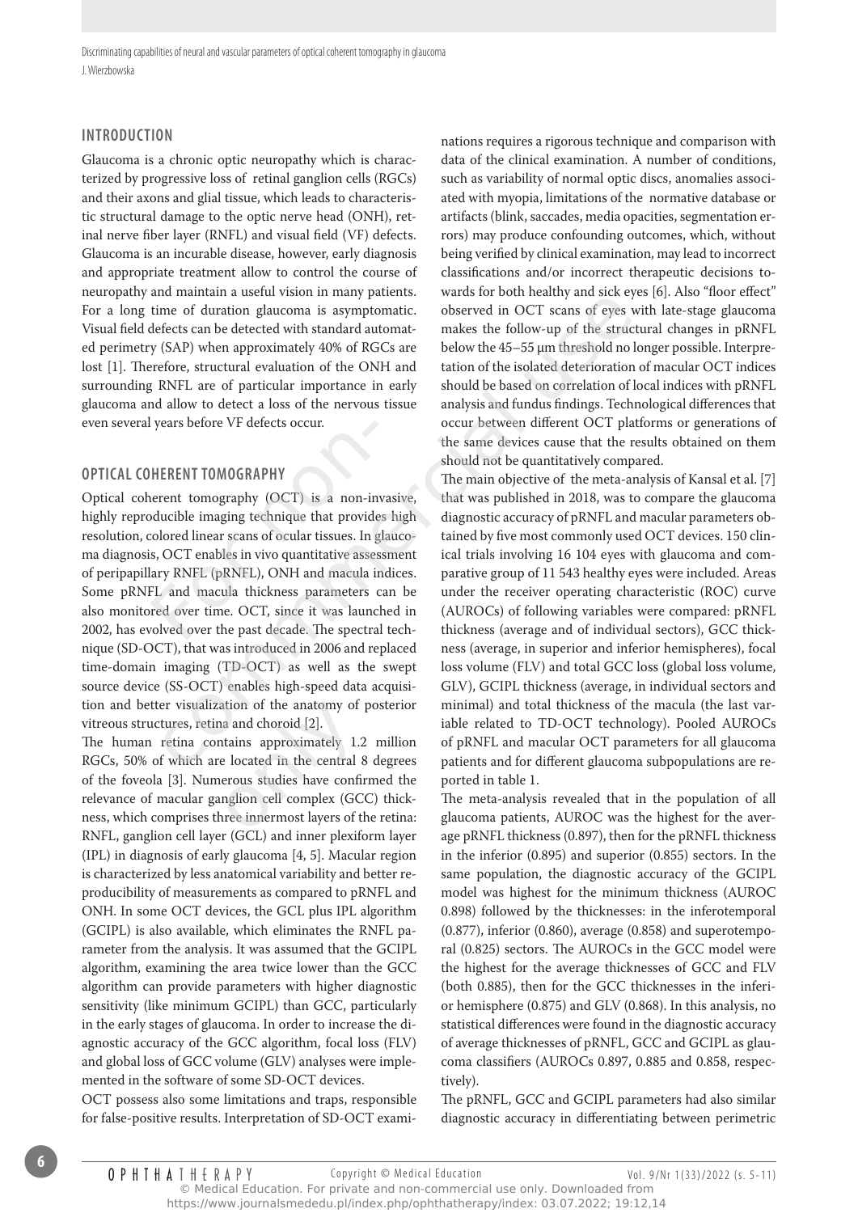## INTRODUCTION

Glaucoma is a chronic optic neuropathy which is characterized by progressive loss of retinal ganglion cells (RGCs) and their axons and glial tissue, which leads to characteristic structural damage to the optic nerve head (ONH), retinal nerve fiber layer (RNFL) and visual field (VF) defects. Glaucoma is an incurable disease, however, early diagnosis and appropriate treatment allow to control the course of neuropathy and maintain a useful vision in many patients. For a long time of duration glaucoma is asymptomatic. Visual field defects can be detected with standard automated perimetry (SAP) when approximately 40% of RGCs are lost [1]. Therefore, structural evaluation of the ONH and surrounding RNFL are of particular importance in early glaucoma and allow to detect a loss of the nervous tissue even several years before VF defects occur.

## OPTICAL COHERENT TOMOGRAPHY

Optical coherent tomography (OCT) is a non-invasive, highly reproducible imaging technique that provides high resolution, colored linear scans of ocular tissues. In glaucoma diagnosis, OCT enables in vivo quantitative assessment of peripapillary RNFL (pRNFL), ONH and macula indices. Some pRNFL and macula thickness parameters can be also monitored over time. OCT, since it was launched in 2002, has evolved over the past decade. The spectral technique (SD-OCT), that was introduced in 2006 and replaced time-domain imaging (TD-OCT) as well as the swept source device (SS-OCT) enables high-speed data acquisition and better visualization of the anatomy of posterior vitreous structures, retina and choroid [2].

The human retina contains approximately 1.2 million RGCs, 50% of which are located in the central 8 degrees of the foveola [3]. Numerous studies have confirmed the relevance of macular ganglion cell complex (GCC) thickness, which comprises three innermost layers of the retina: RNFL, ganglion cell layer (GCL) and inner plexiform layer (IPL) in diagnosis of early glaucoma [4, 5]. Macular region is characterized by less anatomical variability and better reproducibility of measurements as compared to pRNFL and ONH. In some OCT devices, the GCL plus IPL algorithm (GCIPL) is also available, which eliminates the RNFL parameter from the analysis. It was assumed that the GCIPL algorithm, examining the area twice lower than the GCC algorithm can provide parameters with higher diagnostic sensitivity (like minimum GCIPL) than GCC, particularly in the early stages of glaucoma. In order to increase the diagnostic accuracy of the GCC algorithm, focal loss (FLV) and global loss of GCC volume (GLV) analyses were implemented in the software of some SD-OCT devices.

OCT possess also some limitations and traps, responsible for false-positive results. Interpretation of SD-OCT examinations requires a rigorous technique and comparison with data of the clinical examination. A number of conditions, such as variability of normal optic discs, anomalies associated with myopia, limitations of the normative database or artifacts (blink, saccades, media opacities, segmentation errors) may produce confounding outcomes, which, without being verified by clinical examination, may lead to incorrect classifications and/or incorrect therapeutic decisions towards for both healthy and sick eyes [6]. Also "floor effect" observed in OCT scans of eyes with late-stage glaucoma makes the follow-up of the structural changes in pRNFL below the 45–55 μm threshold no longer possible. Interpretation of the isolated deterioration of macular OCT indices should be based on correlation of local indices with pRNFL analysis and fundus findings. Technological differences that occur between different OCT platforms or generations of the same devices cause that the results obtained on them should not be quantitatively compared.

The main objective of the meta-analysis of Kansal et al. [7] that was published in 2018, was to compare the glaucoma diagnostic accuracy of pRNFL and macular parameters obtained by five most commonly used OCT devices. 150 clinical trials involving 16 104 eyes with glaucoma and comparative group of 11 543 healthy eyes were included. Areas under the receiver operating characteristic (ROC) curve (AUROCs) of following variables were compared: pRNFL thickness (average and of individual sectors), GCC thickness (average, in superior and inferior hemispheres), focal loss volume (FLV) and total GCC loss (global loss volume, GLV), GCIPL thickness (average, in individual sectors and minimal) and total thickness of the macula (the last variable related to TD-OCT technology). Pooled AUROCs of pRNFL and macular OCT parameters for all glaucoma patients and for different glaucoma subpopulations are reported in table 1.

The meta-analysis revealed that in the population of all glaucoma patients, AUROC was the highest for the average pRNFL thickness (0.897), then for the pRNFL thickness in the inferior (0.895) and superior (0.855) sectors. In the same population, the diagnostic accuracy of the GCIPL model was highest for the minimum thickness (AUROC 0.898) followed by the thicknesses: in the inferotemporal (0.877), inferior (0.860), average (0.858) and superotemporal (0.825) sectors. The AUROCs in the GCC model were the highest for the average thicknesses of GCC and FLV (both 0.885), then for the GCC thicknesses in the inferior hemisphere (0.875) and GLV (0.868). In this analysis, no statistical differences were found in the diagnostic accuracy of average thicknesses of pRNFL, GCC and GCIPL as glaucoma classifiers (AUROCs 0.897, 0.885 and 0.858, respectively).

The pRNFL, GCC and GCIPL parameters had also similar diagnostic accuracy in differentiating between perimetric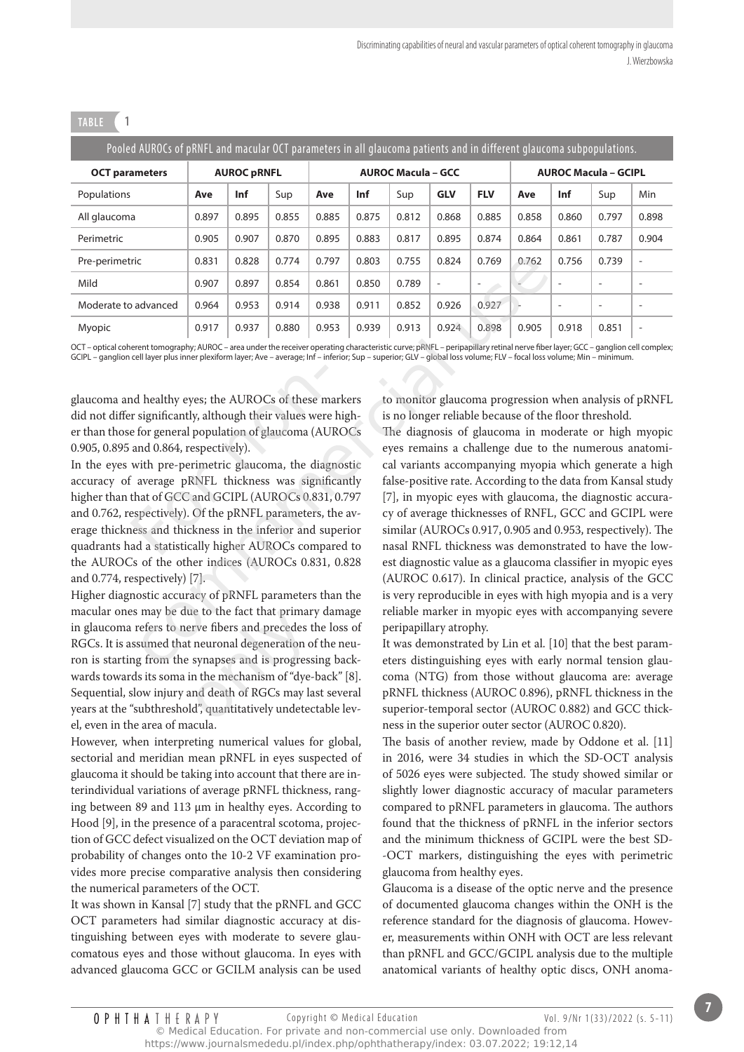TABLE 1

Pooled AUROCs of pRNFL and macular OCT parameters in all glaucoma patients and in different glaucoma subpopulations.

| OCT parameters | AUROC pRNFL | | | AUROC Macula – GCC | | | | | AUROC Macula – GCIPL | | | |
|---|---|---|---|---|---|---|---|---|---|---|---|---|
| Populations | Ave | Inf | Sup | Ave | Inf | Sup | GLV | FLV | Ave | Inf | Sup | Min |
| All glaucoma | 0.897 | 0.895 | 0.855 | 0.885 | 0.875 | 0.812 | 0.868 | 0.885 | 0.858 | 0.860 | 0.797 | 0.898 |
| Perimetric | 0.905 | 0.907 | 0.870 | 0.895 | 0.883 | 0.817 | 0.895 | 0.874 | 0.864 | 0.861 | 0.787 | 0.904 |
| Pre-perimetric | 0.831 | 0.828 | 0.774 | 0.797 | 0.803 | 0.755 | 0.824 | 0.769 | 0.762 | 0.756 | 0.739 | - |
| Mild | 0.907 | 0.897 | 0.854 | 0.861 | 0.850 | 0.789 | - | - | - | - | - | - |
| Moderate to advanced | 0.964 | 0.953 | 0.914 | 0.938 | 0.911 | 0.852 | 0.926 | 0.927 | - | - | - | - |
| Myopic | 0.917 | 0.937 | 0.880 | 0.953 | 0.939 | 0.913 | 0.924 | 0.898 | 0.905 | 0.918 | 0.851 | - |

OCT – optical coherent tomography; AUROC – area under the receiver operating characteristic curve; pRNFL – peripapillary retinal nerve fiber layer; GCC – ganglion cell complex; GCIPL – ganglion cell layer plus inner plexiform layer; Ave – average; Inf – inferior; Sup – superior; GLV – global loss volume; FLV – focal loss volume; Min – minimum.

glaucoma and healthy eyes; the AUROCs of these markers did not differ significantly, although their values were higher than those for general population of glaucoma (AUROCs 0.905, 0.895 and 0.864, respectively).

In the eyes with pre-perimetric glaucoma, the diagnostic accuracy of average pRNFL thickness was significantly higher than that of GCC and GCIPL (AUROCs 0.831, 0.797 and 0.762, respectively). Of the pRNFL parameters, the average thickness and thickness in the inferior and superior quadrants had a statistically higher AUROCs compared to the AUROCs of the other indices (AUROCs 0.831, 0.828 and 0.774, respectively) [7].

Higher diagnostic accuracy of pRNFL parameters than the macular ones may be due to the fact that primary damage in glaucoma refers to nerve fibers and precedes the loss of RGCs. It is assumed that neuronal degeneration of the neuron is starting from the synapses and is progressing backwards towards its soma in the mechanism of "dye-back" [8]. Sequential, slow injury and death of RGCs may last several years at the "subthreshold", quantitatively undetectable level, even in the area of macula.

However, when interpreting numerical values for global, sectorial and meridian mean pRNFL in eyes suspected of glaucoma it should be taking into account that there are interindividual variations of average pRNFL thickness, ranging between 89 and 113 µm in healthy eyes. According to Hood [9], in the presence of a paracentral scotoma, projection of GCC defect visualized on the OCT deviation map of probability of changes onto the 10-2 VF examination provides more precise comparative analysis then considering the numerical parameters of the OCT.

It was shown in Kansal [7] study that the pRNFL and GCC OCT parameters had similar diagnostic accuracy at distinguishing between eyes with moderate to severe glaucomatous eyes and those without glaucoma. In eyes with advanced glaucoma GCC or GCILM analysis can be used to monitor glaucoma progression when analysis of pRNFL is no longer reliable because of the floor threshold.

The diagnosis of glaucoma in moderate or high myopic eyes remains a challenge due to the numerous anatomical variants accompanying myopia which generate a high false-positive rate. According to the data from Kansal study [7], in myopic eyes with glaucoma, the diagnostic accuracy of average thicknesses of RNFL, GCC and GCIPL were similar (AUROCs 0.917, 0.905 and 0.953, respectively). The nasal RNFL thickness was demonstrated to have the lowest diagnostic value as a glaucoma classifier in myopic eyes (AUROC 0.617). In clinical practice, analysis of the GCC is very reproducible in eyes with high myopia and is a very reliable marker in myopic eyes with accompanying severe peripapillary atrophy.

It was demonstrated by Lin et al. [10] that the best parameters distinguishing eyes with early normal tension glaucoma (NTG) from those without glaucoma are: average pRNFL thickness (AUROC 0.896), pRNFL thickness in the superior-temporal sector (AUROC 0.882) and GCC thickness in the superior outer sector (AUROC 0.820).

The basis of another review, made by Oddone et al. [11] in 2016, were 34 studies in which the SD-OCT analysis of 5026 eyes were subjected. The study showed similar or slightly lower diagnostic accuracy of macular parameters compared to pRNFL parameters in glaucoma. The authors found that the thickness of pRNFL in the inferior sectors and the minimum thickness of GCIPL were the best SD-OCT markers, distinguishing the eyes with perimetric glaucoma from healthy eyes.

Glaucoma is a disease of the optic nerve and the presence of documented glaucoma changes within the ONH is the reference standard for the diagnosis of glaucoma. However, measurements within ONH with OCT are less relevant than pRNFL and GCC/GCIPL analysis due to the multiple anatomical variants of healthy optic discs, ONH anoma-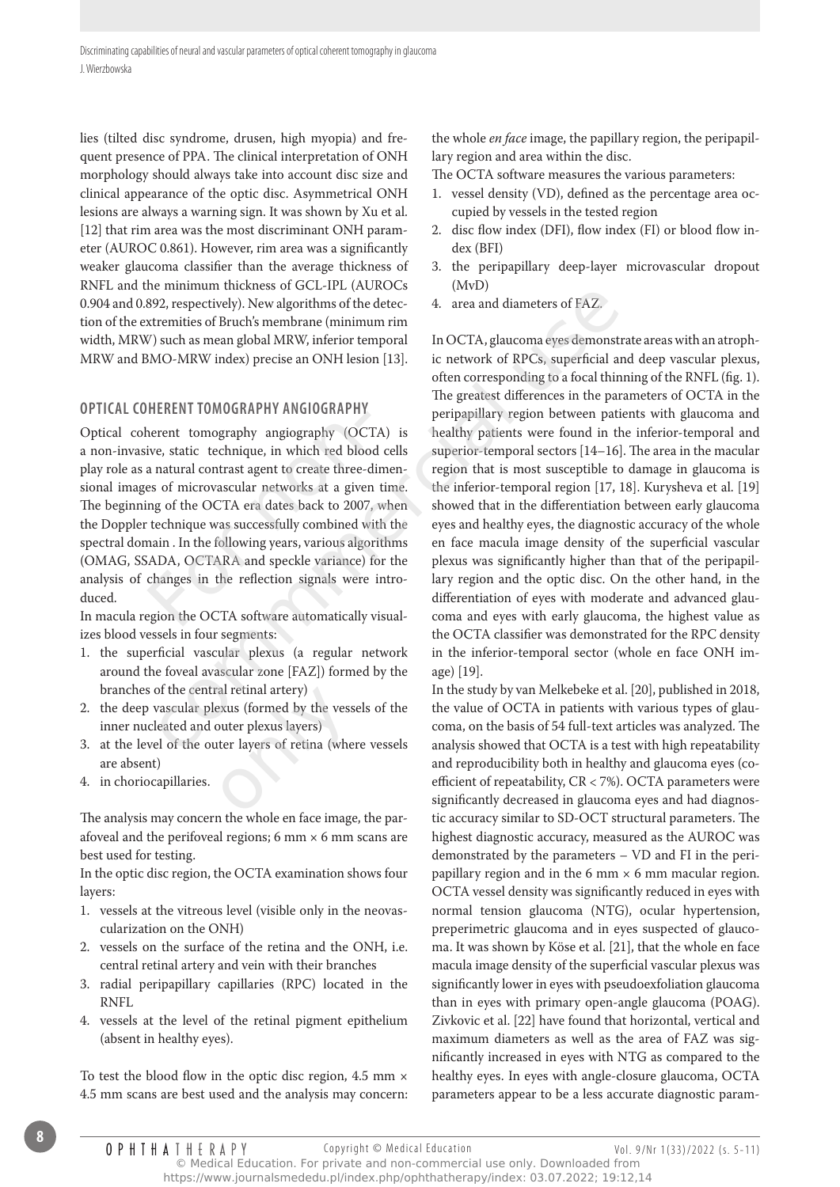lies (tilted disc syndrome, drusen, high myopia) and frequent presence of PPA. The clinical interpretation of ONH morphology should always take into account disc size and clinical appearance of the optic disc. Asymmetrical ONH lesions are always a warning sign. It was shown by Xu et al. [12] that rim area was the most discriminant ONH parameter (AUROC 0.861). However, rim area was a significantly weaker glaucoma classifier than the average thickness of RNFL and the minimum thickness of GCL-IPL (AUROCs 0.904 and 0.892, respectively). New algorithms of the detection of the extremities of Bruch's membrane (minimum rim width, MRW) such as mean global MRW, inferior temporal MRW and BMO-MRW index) precise an ONH lesion [13].

## OPTICAL COHERENT TOMOGRAPHY ANGIOGRAPHY

Optical coherent tomography angiography (OCTA) is a non-invasive, static technique, in which red blood cells play role as a natural contrast agent to create three-dimensional images of microvascular networks at a given time. The beginning of the OCTA era dates back to 2007, when the Doppler technique was successfully combined with the spectral domain . In the following years, various algorithms (OMAG, SSADA, OCTARA and speckle variance) for the analysis of changes in the reflection signals were introduced.

In macula region the OCTA software automatically visualizes blood vessels in four segments:

1. the superficial vascular plexus (a regular network around the foveal avascular zone [FAZ]) formed by the branches of the central retinal artery)
2. the deep vascular plexus (formed by the vessels of the inner nucleated and outer plexus layers)
3. at the level of the outer layers of retina (where vessels are absent)
4. in choriocapillaries.

The analysis may concern the whole en face image, the parafoveal and the perifoveal regions; 6 mm × 6 mm scans are best used for testing.

In the optic disc region, the OCTA examination shows four layers:

1. vessels at the vitreous level (visible only in the neovascularization on the ONH)
2. vessels on the surface of the retina and the ONH, i.e. central retinal artery and vein with their branches
3. radial peripapillary capillaries (RPC) located in the RNFL
4. vessels at the level of the retinal pigment epithelium (absent in healthy eyes).

To test the blood flow in the optic disc region, 4.5 mm × 4.5 mm scans are best used and the analysis may concern: the whole *en face* image, the papillary region, the peripapillary region and area within the disc.

The OCTA software measures the various parameters:

1. vessel density (VD), defined as the percentage area occupied by vessels in the tested region
2. disc flow index (DFI), flow index (FI) or blood flow index (BFI)
3. the peripapillary deep-layer microvascular dropout (MvD)
4. area and diameters of FAZ.

In OCTA, glaucoma eyes demonstrate areas with an atrophic network of RPCs, superficial and deep vascular plexus, often corresponding to a focal thinning of the RNFL (fig. 1). The greatest differences in the parameters of OCTA in the peripapillary region between patients with glaucoma and healthy patients were found in the inferior-temporal and superior-temporal sectors [14–16]. The area in the macular region that is most susceptible to damage in glaucoma is the inferior-temporal region [17, 18]. Kurysheva et al. [19] showed that in the differentiation between early glaucoma eyes and healthy eyes, the diagnostic accuracy of the whole en face macula image density of the superficial vascular plexus was significantly higher than that of the peripapillary region and the optic disc. On the other hand, in the differentiation of eyes with moderate and advanced glaucoma and eyes with early glaucoma, the highest value as the OCTA classifier was demonstrated for the RPC density in the inferior-temporal sector (whole en face ONH image) [19].

In the study by van Melkebeke et al. [20], published in 2018, the value of OCTA in patients with various types of glaucoma, on the basis of 54 full-text articles was analyzed. The analysis showed that OCTA is a test with high repeatability and reproducibility both in healthy and glaucoma eyes (coefficient of repeatability, CR < 7%). OCTA parameters were significantly decreased in glaucoma eyes and had diagnostic accuracy similar to SD-OCT structural parameters. The highest diagnostic accuracy, measured as the AUROC was demonstrated by the parameters – VD and FI in the peripapillary region and in the 6 mm × 6 mm macular region. OCTA vessel density was significantly reduced in eyes with normal tension glaucoma (NTG), ocular hypertension, preperimetric glaucoma and in eyes suspected of glaucoma. It was shown by Köse et al. [21], that the whole en face macula image density of the superficial vascular plexus was significantly lower in eyes with pseudoexfoliation glaucoma than in eyes with primary open-angle glaucoma (POAG). Zivkovic et al. [22] have found that horizontal, vertical and maximum diameters as well as the area of FAZ was significantly increased in eyes with NTG as compared to the healthy eyes. In eyes with angle-closure glaucoma, OCTA parameters appear to be a less accurate diagnostic param-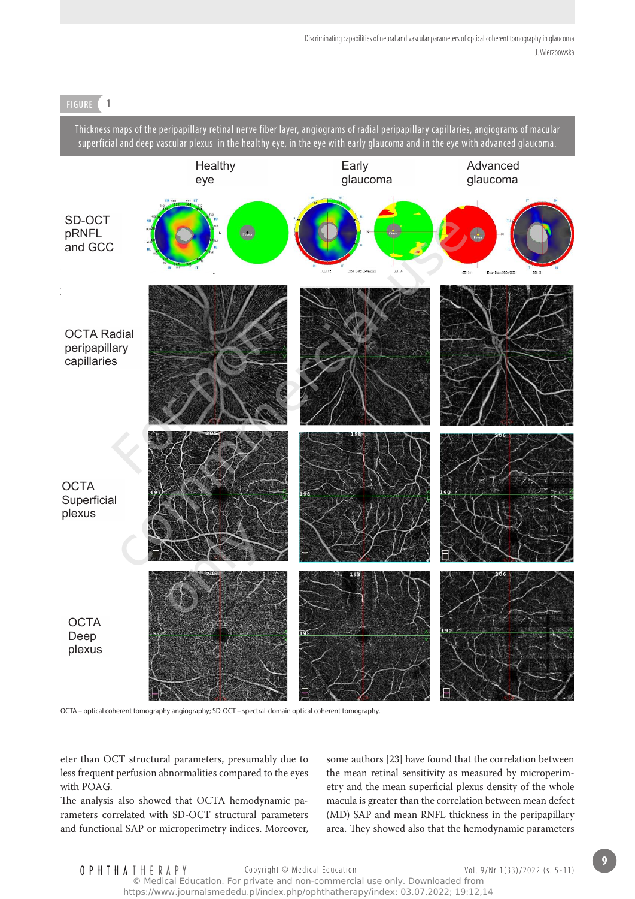FIGURE 1

Thickness maps of the peripapillary retinal nerve fiber layer, angiograms of radial peripapillary capillaries, angiograms of macular superficial and deep vascular plexus in the healthy eye, in the eye with early glaucoma and in the eye with advanced glaucoma.

OCTA – optical coherent tomography angiography; SD-OCT – spectral-domain optical coherent tomography.

eter than OCT structural parameters, presumably due to less frequent perfusion abnormalities compared to the eyes with POAG.

The analysis also showed that OCTA hemodynamic parameters correlated with SD-OCT structural parameters and functional SAP or microperimetry indices. Moreover, some authors [23] have found that the correlation between the mean retinal sensitivity as measured by microperimetry and the mean superficial plexus density of the whole macula is greater than the correlation between mean defect (MD) SAP and mean RNFL thickness in the peripapillary area. They showed also that the hemodynamic parameters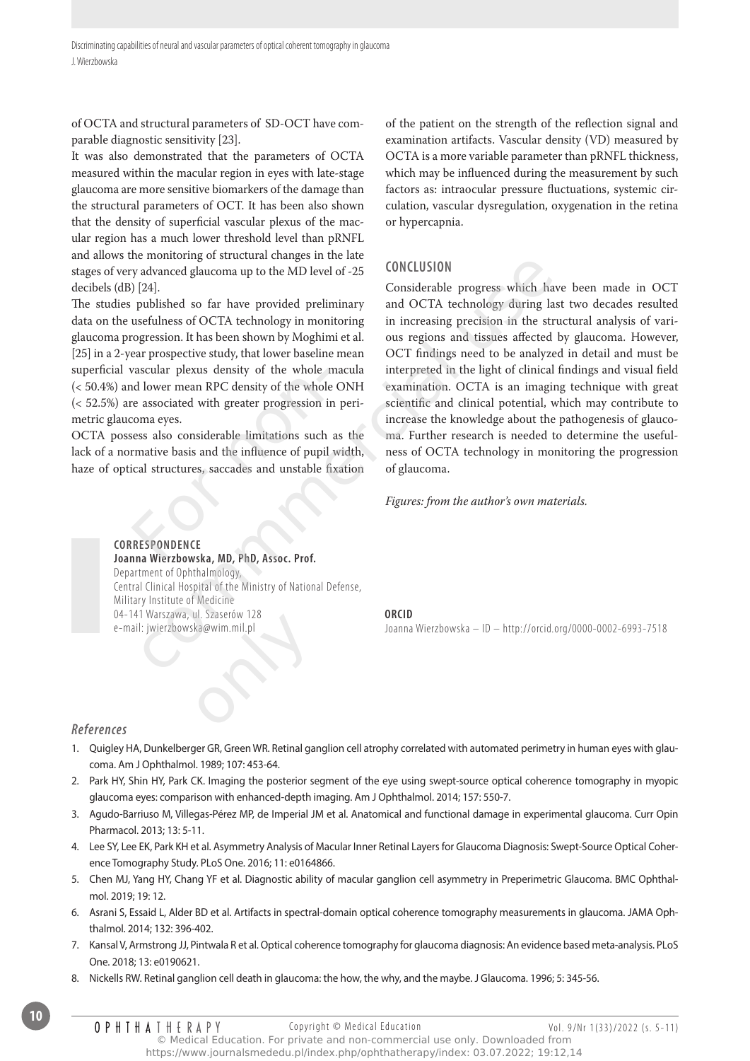of OCTA and structural parameters of SD-OCT have comparable diagnostic sensitivity [23].

It was also demonstrated that the parameters of OCTA measured within the macular region in eyes with late-stage glaucoma are more sensitive biomarkers of the damage than the structural parameters of OCT. It has been also shown that the density of superficial vascular plexus of the macular region has a much lower threshold level than pRNFL and allows the monitoring of structural changes in the late stages of very advanced glaucoma up to the MD level of -25 decibels (dB) [24].

The studies published so far have provided preliminary data on the usefulness of OCTA technology in monitoring glaucoma progression. It has been shown by Moghimi et al. [25] in a 2-year prospective study, that lower baseline mean superficial vascular plexus density of the whole macula (< 50.4%) and lower mean RPC density of the whole ONH (< 52.5%) are associated with greater progression in perimetric glaucoma eyes.

OCTA possess also considerable limitations such as the lack of a normative basis and the influence of pupil width, haze of optical structures, saccades and unstable fixation of the patient on the strength of the reflection signal and examination artifacts. Vascular density (VD) measured by OCTA is a more variable parameter than pRNFL thickness, which may be influenced during the measurement by such factors as: intraocular pressure fluctuations, systemic circulation, vascular dysregulation, oxygenation in the retina or hypercapnia.

## CONCLUSION

Considerable progress which have been made in OCT and OCTA technology during last two decades resulted in increasing precision in the structural analysis of various regions and tissues affected by glaucoma. However, OCT findings need to be analyzed in detail and must be interpreted in the light of clinical findings and visual field examination. OCTA is an imaging technique with great scientific and clinical potential, which may contribute to increase the knowledge about the pathogenesis of glaucoma. Further research is needed to determine the usefulness of OCTA technology in monitoring the progression of glaucoma.

*Figures: from the author's own materials.*

**CORRESPONDENCE**
**Joanna Wierzbowska, MD, PhD, Assoc. Prof.**
Department of Ophthalmology,
Central Clinical Hospital of the Ministry of National Defense,
Military Institute of Medicine
04-141 Warszawa, ul. Szaserów 128
e-mail: jwierzbowska@wim.mil.pl

**ORCID**
Joanna Wierzbowska – ID – http://orcid.org/0000-0002-6993-7518

### *References*

1. Quigley HA, Dunkelberger GR, Green WR. Retinal ganglion cell atrophy correlated with automated perimetry in human eyes with glaucoma. Am J Ophthalmol. 1989; 107: 453-64.
2. Park HY, Shin HY, Park CK. Imaging the posterior segment of the eye using swept-source optical coherence tomography in myopic glaucoma eyes: comparison with enhanced-depth imaging. Am J Ophthalmol. 2014; 157: 550-7.
3. Agudo-Barriuso M, Villegas-Pérez MP, de Imperial JM et al. Anatomical and functional damage in experimental glaucoma. Curr Opin Pharmacol. 2013; 13: 5-11.
4. Lee SY, Lee EK, Park KH et al. Asymmetry Analysis of Macular Inner Retinal Layers for Glaucoma Diagnosis: Swept-Source Optical Coherence Tomography Study. PLoS One. 2016; 11: e0164866.
5. Chen MJ, Yang HY, Chang YF et al. Diagnostic ability of macular ganglion cell asymmetry in Preperimetric Glaucoma. BMC Ophthalmol. 2019; 19: 12.
6. Asrani S, Essaid L, Alder BD et al. Artifacts in spectral-domain optical coherence tomography measurements in glaucoma. JAMA Ophthalmol. 2014; 132: 396-402.
7. Kansal V, Armstrong JJ, Pintwala R et al. Optical coherence tomography for glaucoma diagnosis: An evidence based meta-analysis. PLoS One. 2018; 13: e0190621.
8. Nickells RW. Retinal ganglion cell death in glaucoma: the how, the why, and the maybe. J Glaucoma. 1996; 5: 345-56.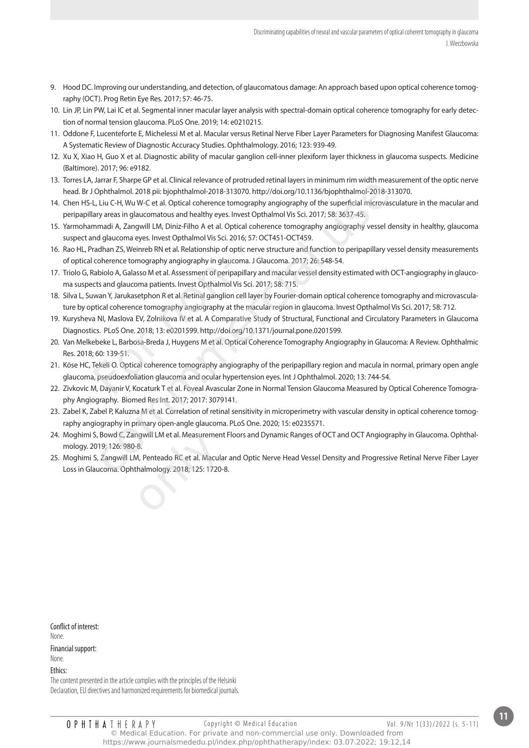9. Hood DC. Improving our understanding, and detection, of glaucomatous damage: An approach based upon optical coherence tomography (OCT). Prog Retin Eye Res. 2017; 57: 46-75.
10. Lin JP, Lin PW, Lai IC et al. Segmental inner macular layer analysis with spectral-domain optical coherence tomography for early detection of normal tension glaucoma. PLoS One. 2019; 14: e0210215.
11. Oddone F, Lucenteforte E, Michelessi M et al. Macular versus Retinal Nerve Fiber Layer Parameters for Diagnosing Manifest Glaucoma: A Systematic Review of Diagnostic Accuracy Studies. Ophthalmology. 2016; 123: 939-49.
12. Xu X, Xiao H, Guo X et al. Diagnostic ability of macular ganglion cell-inner plexiform layer thickness in glaucoma suspects. Medicine (Baltimore). 2017; 96: e9182.
13. Torres LA, Jarrar F, Sharpe GP et al. Clinical relevance of protruded retinal layers in minimum rim width measurement of the optic nerve head. Br J Ophthalmol. 2018 pii: bjophthalmol-2018-313070. http://doi.org/10.1136/bjophthalmol-2018-313070.
14. Chen HS-L, Liu C-H, Wu W-C et al. Optical coherence tomography angiography of the superficial microvasculature in the macular and peripapillary areas in glaucomatous and healthy eyes. Invest Opthalmol Vis Sci. 2017; 58: 3637-45.
15. Yarmohammadi A, Zangwill LM, Diniz-Filho A et al. Optical coherence tomography angiography vessel density in healthy, glaucoma suspect and glaucoma eyes. Invest Opthalmol Vis Sci. 2016; 57: OCT451-OCT459.
16. Rao HL, Pradhan ZS, Weinreb RN et al. Relationship of optic nerve structure and function to peripapillary vessel density measurements of optical coherence tomography angiography in glaucoma. J Glaucoma. 2017; 26: 548-54.
17. Triolo G, Rabiolo A, Galasso M et al. Assessment of peripapillary and macular vessel density estimated with OCT-angiography in glaucoma suspects and glaucoma patients. Invest Opthalmol Vis Sci. 2017; 58: 715.
18. Silva L, Suwan Y, Jarukasetphon R et al. Retinal ganglion cell layer by Fourier-domain optical coherence tomography and microvasculature by optical coherence tomography angiography at the macular region in glaucoma. Invest Opthalmol Vis Sci. 2017; 58: 712.
19. Kurysheva NI, Maslova EV, Zolnikova IV et al. A Comparative Study of Structural, Functional and Circulatory Parameters in Glaucoma Diagnostics. PLoS One. 2018; 13: e0201599. http://doi.org/10.1371/journal.pone.0201599.
20. Van Melkebeke L, Barbosa-Breda J, Huygens M et al. Optical Coherence Tomography Angiography in Glaucoma: A Review. Ophthalmic Res. 2018; 60: 139-51.
21. Köse HC, Tekeli O. Optical coherence tomography angiography of the peripapillary region and macula in normal, primary open angle glaucoma, pseudoexfoliation glaucoma and ocular hypertension eyes. Int J Ophthalmol. 2020; 13: 744-54.
22. Zivkovic M, Dayanir V, Kocaturk T et al. Foveal Avascular Zone in Normal Tension Glaucoma Measured by Optical Coherence Tomography Angiography. Biomed Res Int. 2017; 2017: 3079141.
23. Zabel K, Zabel P, Kaluzna M et al. Correlation of retinal sensitivity in microperimetry with vascular density in optical coherence tomography angiography in primary open-angle glaucoma. PLoS One. 2020; 15: e0235571.
24. Moghimi S, Bowd C, Zangwill LM et al. Measurement Floors and Dynamic Ranges of OCT and OCT Angiography in Glaucoma. Ophthalmology. 2019; 126: 980-8.
25. Moghimi S, Zangwill LM, Penteado RC et al. Macular and Optic Nerve Head Vessel Density and Progressive Retinal Nerve Fiber Layer Loss in Glaucoma. Ophthalmology. 2018; 125: 1720-8.

Conflict of interest:
None.

Financial support:
None.

Ethics:
The content presented in the article complies with the principles of the Helsinki Declaration, EU directives and harmonized requirements for biomedical journals.